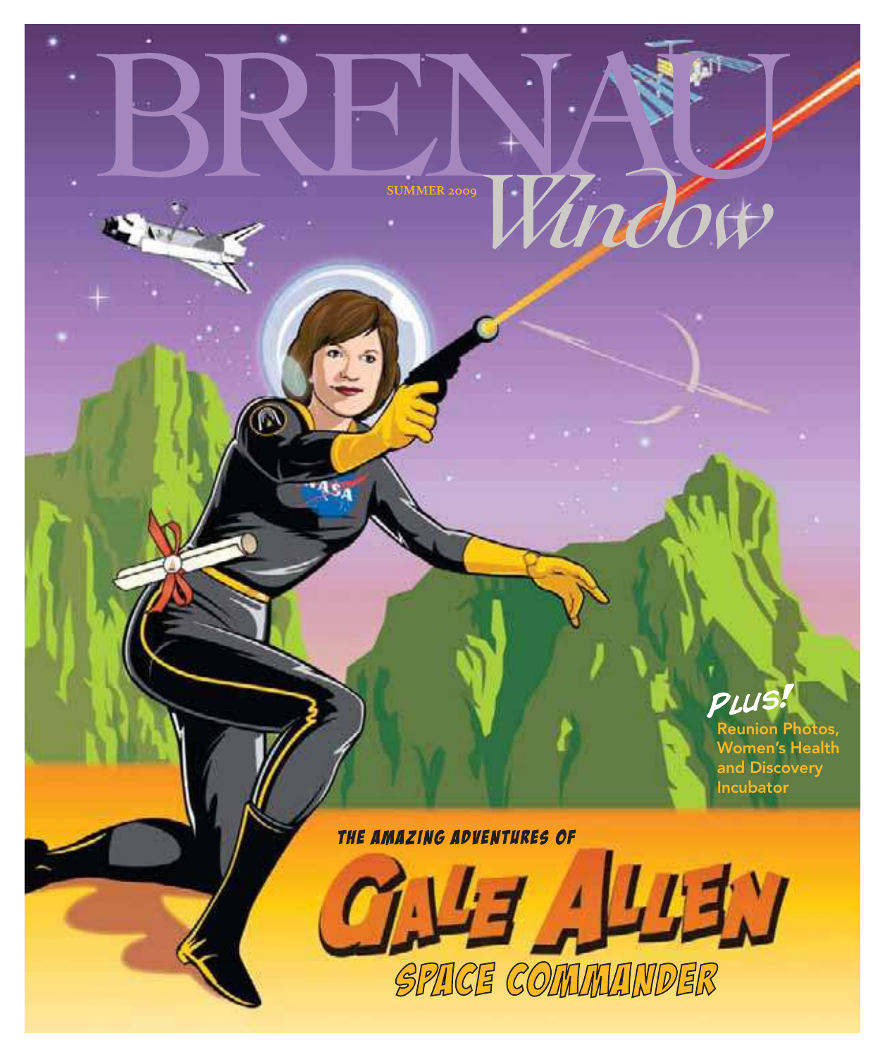# BRENAU *Window*

SUMMER 2009

***PLUS!***

**Reunion Photos, Women's Health and Discovery Incubator**

*THE AMAZING ADVENTURES OF*

# GALE ALLEN

## SPACE COMMANDER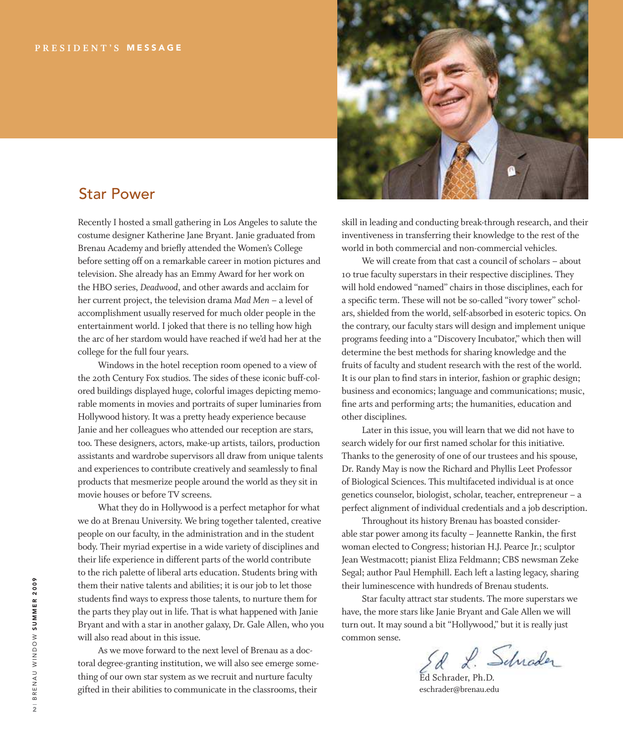PRESIDENT'S **MESSAGE**

## Star Power

Recently I hosted a small gathering in Los Angeles to salute the costume designer Katherine Jane Bryant. Janie graduated from Brenau Academy and briefly attended the Women's College before setting off on a remarkable career in motion pictures and television. She already has an Emmy Award for her work on the HBO series, *Deadwood*, and other awards and acclaim for her current project, the television drama *Mad Men* – a level of accomplishment usually reserved for much older people in the entertainment world. I joked that there is no telling how high the arc of her stardom would have reached if we'd had her at the college for the full four years.

Windows in the hotel reception room opened to a view of the 20th Century Fox studios. The sides of these iconic buff-colored buildings displayed huge, colorful images depicting memorable moments in movies and portraits of super luminaries from Hollywood history. It was a pretty heady experience because Janie and her colleagues who attended our reception are stars, too. These designers, actors, make-up artists, tailors, production assistants and wardrobe supervisors all draw from unique talents and experiences to contribute creatively and seamlessly to final products that mesmerize people around the world as they sit in movie houses or before TV screens.

What they do in Hollywood is a perfect metaphor for what we do at Brenau University. We bring together talented, creative people on our faculty, in the administration and in the student body. Their myriad expertise in a wide variety of disciplines and their life experience in different parts of the world contribute to the rich palette of liberal arts education. Students bring with them their native talents and abilities; it is our job to let those students find ways to express those talents, to nurture them for the parts they play out in life. That is what happened with Janie Bryant and with a star in another galaxy, Dr. Gale Allen, who you will also read about in this issue.

As we move forward to the next level of Brenau as a doctoral degree-granting institution, we will also see emerge something of our own star system as we recruit and nurture faculty gifted in their abilities to communicate in the classrooms, their skill in leading and conducting break-through research, and their inventiveness in transferring their knowledge to the rest of the world in both commercial and non-commercial vehicles.

We will create from that cast a council of scholars – about 10 true faculty superstars in their respective disciplines. They will hold endowed "named" chairs in those disciplines, each for a specific term. These will not be so-called "ivory tower" scholars, shielded from the world, self-absorbed in esoteric topics. On the contrary, our faculty stars will design and implement unique programs feeding into a "Discovery Incubator," which then will determine the best methods for sharing knowledge and the fruits of faculty and student research with the rest of the world. It is our plan to find stars in interior, fashion or graphic design; business and economics; language and communications; music, fine arts and performing arts; the humanities, education and other disciplines.

Later in this issue, you will learn that we did not have to search widely for our first named scholar for this initiative. Thanks to the generosity of one of our trustees and his spouse, Dr. Randy May is now the Richard and Phyllis Leet Professor of Biological Sciences. This multifaceted individual is at once genetics counselor, biologist, scholar, teacher, entrepreneur – a perfect alignment of individual credentials and a job description.

Throughout its history Brenau has boasted considerable star power among its faculty – Jeannette Rankin, the first woman elected to Congress; historian H.J. Pearce Jr.; sculptor Jean Westmacott; pianist Eliza Feldmann; CBS newsman Zeke Segal; author Paul Hemphill. Each left a lasting legacy, sharing their luminescence with hundreds of Brenau students.

Star faculty attract star students. The more superstars we have, the more stars like Janie Bryant and Gale Allen we will turn out. It may sound a bit "Hollywood," but it is really just common sense.

Ed L. Schrader

Ed Schrader, Ph.D.
eschrader@brenau.edu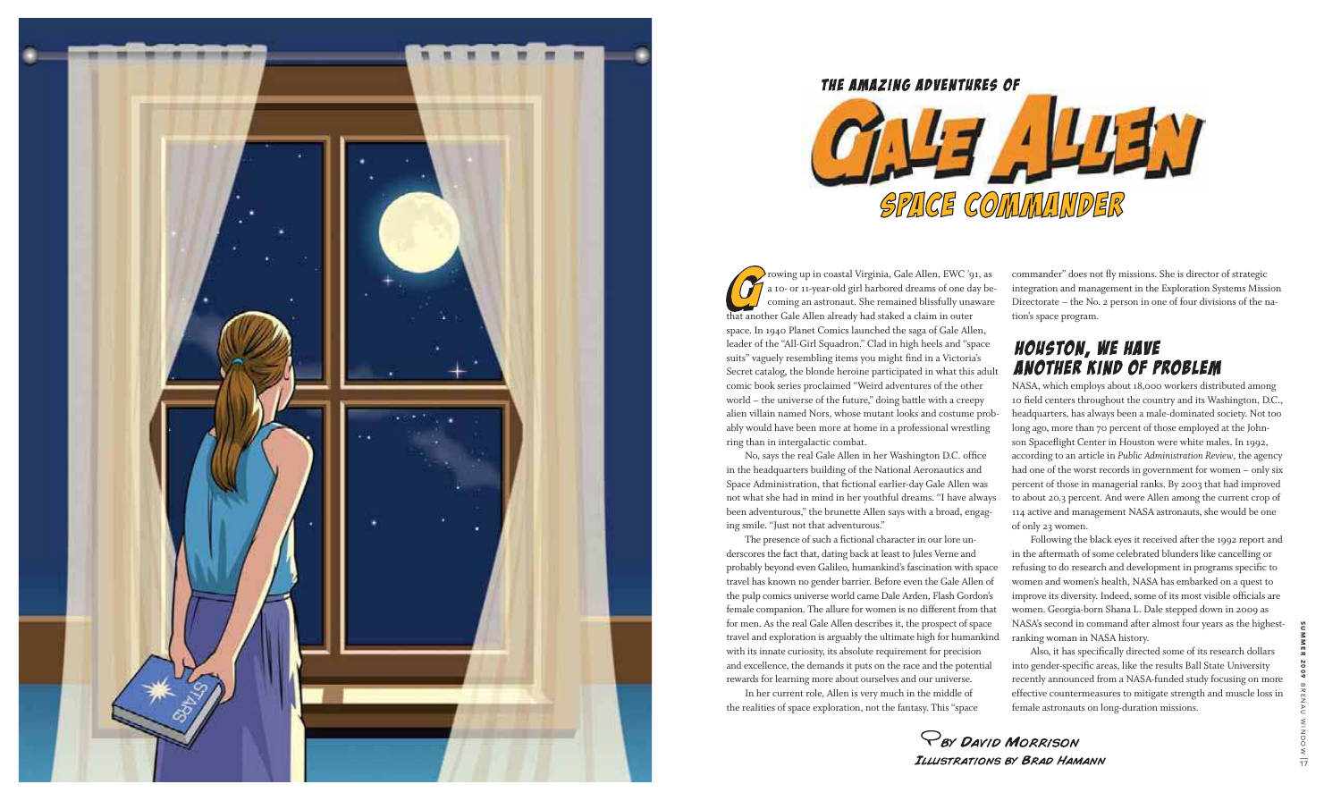# THE AMAZING ADVENTURES OF GALE ALLEN SPACE COMMANDER

BY DAVID MORRISON
ILLUSTRATIONS BY BRAD HAMANN

Growing up in coastal Virginia, Gale Allen, EWC '91, as a 10- or 11-year-old girl harbored dreams of one day becoming an astronaut. She remained blissfully unaware that another Gale Allen already had staked a claim in outer space. In 1940 Planet Comics launched the saga of Gale Allen, leader of the "All-Girl Squadron." Clad in high heels and "space suits" vaguely resembling items you might find in a Victoria's Secret catalog, the blonde heroine participated in what this adult comic book series proclaimed "Weird adventures of the other world – the universe of the future," doing battle with a creepy alien villain named Nors, whose mutant looks and costume probably would have been more at home in a professional wrestling ring than in intergalactic combat.

No, says the real Gale Allen in her Washington D.C. office in the headquarters building of the National Aeronautics and Space Administration, that fictional earlier-day Gale Allen was not what she had in mind in her youthful dreams. "I have always been adventurous," the brunette Allen says with a broad, engaging smile. "Just not that adventurous."

The presence of such a fictional character in our lore underscores the fact that, dating back at least to Jules Verne and probably beyond even Galileo, humankind's fascination with space travel has known no gender barrier. Before even the Gale Allen of the pulp comics universe world came Dale Arden, Flash Gordon's female companion. The allure for women is no different from that for men. As the real Gale Allen describes it, the prospect of space travel and exploration is arguably the ultimate high for humankind with its innate curiosity, its absolute requirement for precision and excellence, the demands it puts on the race and the potential rewards for learning more about ourselves and our universe.

In her current role, Allen is very much in the middle of the realities of space exploration, not the fantasy. This "space commander" does not fly missions. She is director of strategic integration and management in the Exploration Systems Mission Directorate – the No. 2 person in one of four divisions of the nation's space program.

## HOUSTON, WE HAVE ANOTHER KIND OF PROBLEM

NASA, which employs about 18,000 workers distributed among 10 field centers throughout the country and its Washington, D.C., headquarters, has always been a male-dominated society. Not too long ago, more than 70 percent of those employed at the Johnson Spaceflight Center in Houston were white males. In 1992, according to an article in *Public Administration Review*, the agency had one of the worst records in government for women – only six percent of those in managerial ranks. By 2003 that had improved to about 20.3 percent. And were Allen among the current crop of 114 active and management NASA astronauts, she would be one of only 23 women.

Following the black eyes it received after the 1992 report and in the aftermath of some celebrated blunders like cancelling or refusing to do research and development in programs specific to women and women's health, NASA has embarked on a quest to improve its diversity. Indeed, some of its most visible officials are women. Georgia-born Shana L. Dale stepped down in 2009 as NASA's second in command after almost four years as the highest-ranking woman in NASA history.

Also, it has specifically directed some of its research dollars into gender-specific areas, like the results Ball State University recently announced from a NASA-funded study focusing on more effective countermeasures to mitigate strength and muscle loss in female astronauts on long-duration missions.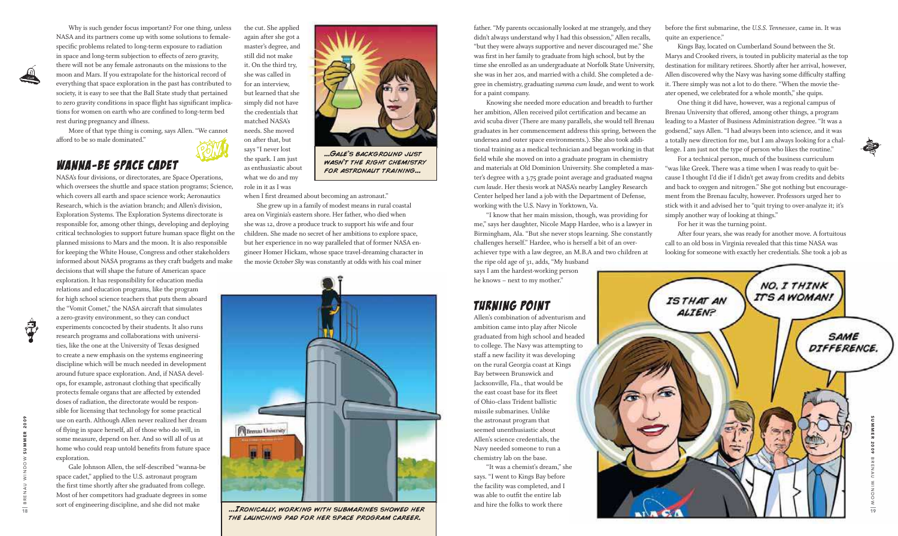Why is such gender focus important? For one thing, unless NASA and its partners come up with some solutions to female-specific problems related to long-term exposure to radiation in space and long-term subjection to effects of zero gravity, there will not be any female astronauts on the missions to the moon and Mars. If you extrapolate for the historical record of everything that space exploration in the past has contributed to society, it is easy to see that the Ball State study that pertained to zero gravity conditions in space flight has significant implications for women on earth who are confined to long-term bed rest during pregnancy and illness.

More of that type thing is coming, says Allen. "We cannot afford to be so male dominated."

## WANNA-BE SPACE CADET

NASA's four divisions, or directorates, are Space Operations, which oversees the shuttle and space station programs; Science, which covers all earth and space science work; Aeronautics Research, which is the aviation branch; and Allen's division, Exploration Systems. The Exploration Systems directorate is responsible for, among other things, developing and deploying critical technologies to support future human space flight on the planned missions to Mars and the moon. It is also responsible for keeping the White House, Congress and other stakeholders informed about NASA programs as they craft budgets and make decisions that will shape the future of American space exploration. It has responsibility for education media relations and education programs, like the program for high school science teachers that puts them aboard the "Vomit Comet," the NASA aircraft that simulates a zero-gravity environment, so they can conduct experiments concocted by their students. It also runs research programs and collaborations with universities, like the one at the University of Texas designed to create a new emphasis on the systems engineering discipline which will be much needed in development around future space exploration. And, if NASA develops, for example, astronaut clothing that specifically protects female organs that are affected by extended doses of radiation, the directorate would be responsible for licensing that technology for some practical use on earth. Although Allen never realized her dream of flying in space herself, all of those who do will, in some measure, depend on her. And so will all of us at home who could reap untold benefits from future space exploration.

Gale Johnson Allen, the self-described "wanna-be space cadet," applied to the U.S. astronaut program the first time shortly after she graduated from college. Most of her competitors had graduate degrees in some sort of engineering discipline, and she did not make the cut. She applied again after she got a master's degree, and still did not make it. On the third try, she was called in for an interview, but learned that she simply did not have the credentials that matched NASA's needs. She moved on after that, but says "I never lost the spark. I am just as enthusiastic about what we do and my role in it as I was when I first dreamed about becoming an astronaut."

...Gale's background just wasn't the right chemistry for astronaut training...

She grew up in a family of modest means in rural coastal area on Virginia's eastern shore. Her father, who died when she was 12, drove a produce truck to support his wife and four children. She made no secret of her ambitions to explore space, but her experience in no way paralleled that of former NASA engineer Homer Hickam, whose space travel-dreaming character in the movie *October Sky* was constantly at odds with his coal miner father. "My parents occasionally looked at me strangely, and they didn't always understand why I had this obsession," Allen recalls, "but they were always supportive and never discouraged me." She was first in her family to graduate from high school, but by the time she enrolled as an undergraduate at Norfolk State University, she was in her 20s, and married with a child. She completed a degree in chemistry, graduating *summa cum laude*, and went to work for a paint company.

...Ironically, working with submarines showed her the launching pad for her space program career.

Knowing she needed more education and breadth to further her ambition, Allen received pilot certification and became an avid scuba diver (There are many parallels, she would tell Brenau graduates in her commencement address this spring, between the undersea and outer space environments.). She also took additional training as a medical technician and began working in that field while she moved on into a graduate program in chemistry and materials at Old Dominion University. She completed a master's degree with a 3.75 grade point average and graduated *magna cum laude*. Her thesis work at NASA's nearby Langley Research Center helped her land a job with the Department of Defense, working with the U.S. Navy in Yorktown, Va.

"I know that her main mission, though, was providing for me," says her daughter, Nicole Mapp Hardee, who is a lawyer in Birmingham, Ala. "But she never stops learning. She constantly challenges herself." Hardee, who is herself a bit of an over-achiever type with a law degree, an M.B.A and two children at the ripe old age of 31, adds, "My husband says I am the hardest-working person he knows – next to my mother."

## TURNING POINT

Allen's combination of adventurism and ambition came into play after Nicole graduated from high school and headed to college. The Navy was attempting to staff a new facility it was developing on the rural Georgia coast at Kings Bay between Brunswick and Jacksonville, Fla., that would be the east coast base for its fleet of Ohio-class Trident ballistic missile submarines. Unlike the astronaut program that seemed unenthusiastic about Allen's science credentials, the Navy needed someone to run a chemistry lab on the base.

"It was a chemist's dream," she says. "I went to Kings Bay before the facility was completed, and I was able to outfit the entire lab and hire the folks to work there before the first submarine, the *U.S.S. Tennessee*, came in. It was quite an experience."

Kings Bay, located on Cumberland Sound between the St. Marys and Crooked rivers, is touted in publicity material as the top destination for military retirees. Shortly after her arrival, however, Allen discovered why the Navy was having some difficulty staffing it. There simply was not a lot to do there. "When the movie theater opened, we celebrated for a whole month," she quips.

One thing it did have, however, was a regional campus of Brenau University that offered, among other things, a program leading to a Master of Business Administration degree. "It was a godsend," says Allen. "I had always been into science, and it was a totally new direction for me, but I am always looking for a challenge. I am just not the type of person who likes the routine."

For a technical person, much of the business curriculum "was like Greek. There was a time when I was ready to quit because I thought I'd die if I didn't get away from credits and debits and back to oxygen and nitrogen." She got nothing but encouragement from the Brenau faculty, however. Professors urged her to stick with it and advised her to "quit trying to over-analyze it; it's simply another way of looking at things."

For her it was the turning point.

After four years, she was ready for another move. A fortuitous call to an old boss in Virginia revealed that this time NASA was looking for someone with exactly her credentials. She took a job as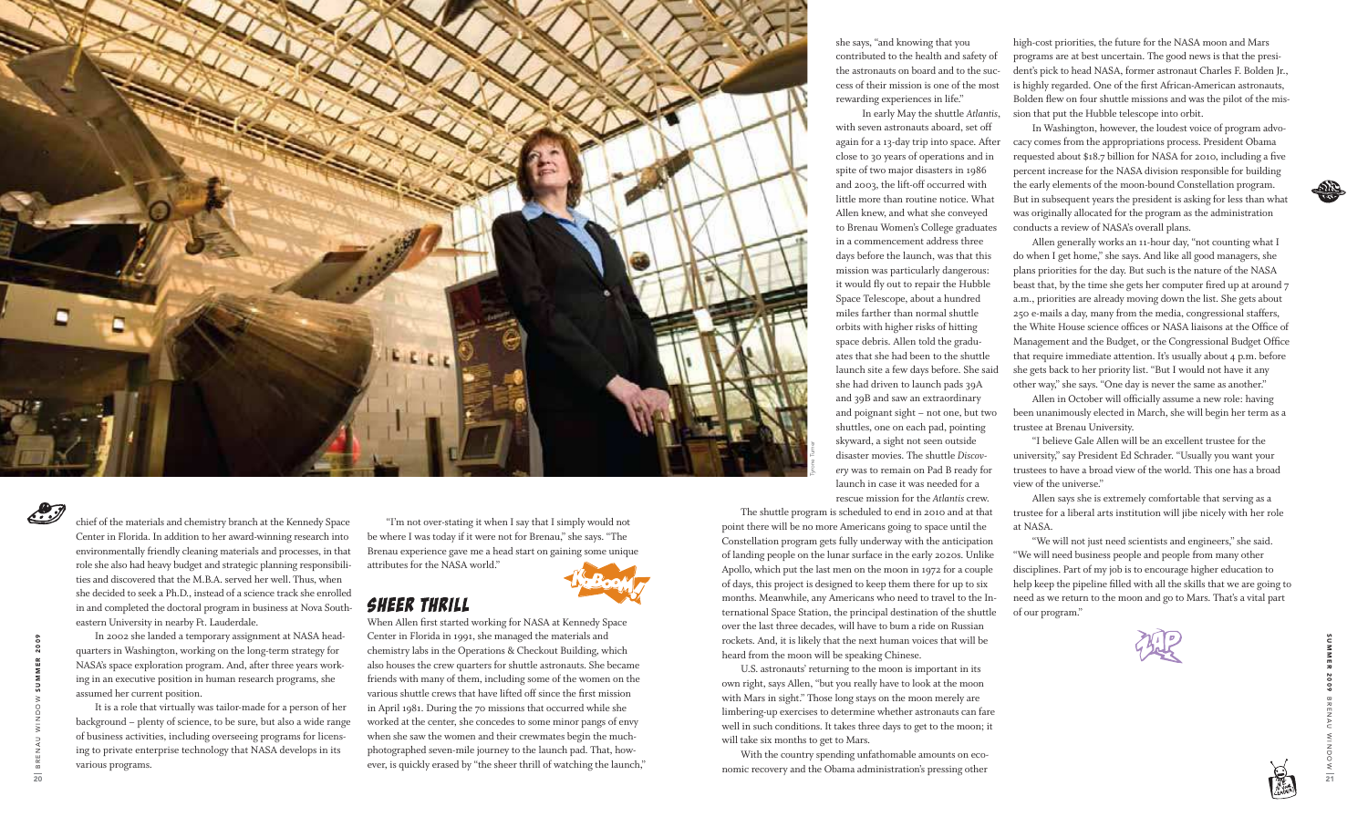chief of the materials and chemistry branch at the Kennedy Space Center in Florida. In addition to her award-winning research into environmentally friendly cleaning materials and processes, in that role she also had heavy budget and strategic planning responsibilities and discovered that the M.B.A. served her well. Thus, when she decided to seek a Ph.D., instead of a science track she enrolled in and completed the doctoral program in business at Nova Southeastern University in nearby Ft. Lauderdale.

In 2002 she landed a temporary assignment at NASA headquarters in Washington, working on the long-term strategy for NASA's space exploration program. And, after three years working in an executive position in human research programs, she assumed her current position.

It is a role that virtually was tailor-made for a person of her background – plenty of science, to be sure, but also a wide range of business activities, including overseeing programs for licensing to private enterprise technology that NASA develops in its various programs.

"I'm not over-stating it when I say that I simply would not be where I was today if it were not for Brenau," she says. "The Brenau experience gave me a head start on gaining some unique attributes for the NASA world."

## SHEER THRILL

When Allen first started working for NASA at Kennedy Space Center in Florida in 1991, she managed the materials and chemistry labs in the Operations & Checkout Building, which also houses the crew quarters for shuttle astronauts. She became friends with many of them, including some of the women on the various shuttle crews that have lifted off since the first mission in April 1981. During the 70 missions that occurred while she worked at the center, she concedes to some minor pangs of envy when she saw the women and their crewmates begin the much-photographed seven-mile journey to the launch pad. That, however, is quickly erased by "the sheer thrill of watching the launch," she says, "and knowing that you contributed to the health and safety of the astronauts on board and to the success of their mission is one of the most rewarding experiences in life."

In early May the shuttle *Atlantis*, with seven astronauts aboard, set off again for a 13-day trip into space. After close to 30 years of operations and in spite of two major disasters in 1986 and 2003, the lift-off occurred with little more than routine notice. What Allen knew, and what she conveyed to Brenau Women's College graduates in a commencement address three days before the launch, was that this mission was particularly dangerous: it would fly out to repair the Hubble Space Telescope, about a hundred miles farther than normal shuttle orbits with higher risks of hitting space debris. Allen told the graduates that she had been to the shuttle launch site a few days before. She said she had driven to launch pads 39A and 39B and saw an extraordinary and poignant sight – not one, but two shuttles, one on each pad, pointing skyward, a sight not seen outside disaster movies. The shuttle *Discovery* was to remain on Pad B ready for launch in case it was needed for a rescue mission for the *Atlantis* crew.

The shuttle program is scheduled to end in 2010 and at that point there will be no more Americans going to space until the Constellation program gets fully underway with the anticipation of landing people on the lunar surface in the early 2020s. Unlike Apollo, which put the last men on the moon in 1972 for a couple of days, this project is designed to keep them there for up to six months. Meanwhile, any Americans who need to travel to the International Space Station, the principal destination of the shuttle over the last three decades, will have to bum a ride on Russian rockets. And, it is likely that the next human voices that will be heard from the moon will be speaking Chinese.

U.S. astronauts' returning to the moon is important in its own right, says Allen, "but you really have to look at the moon with Mars in sight." Those long stays on the moon merely are limbering-up exercises to determine whether astronauts can fare well in such conditions. It takes three days to get to the moon; it will take six months to get to Mars.

With the country spending unfathomable amounts on economic recovery and the Obama administration's pressing other high-cost priorities, the future for the NASA moon and Mars programs are at best uncertain. The good news is that the president's pick to head NASA, former astronaut Charles F. Bolden Jr., is highly regarded. One of the first African-American astronauts, Bolden flew on four shuttle missions and was the pilot of the mission that put the Hubble telescope into orbit.

In Washington, however, the loudest voice of program advocacy comes from the appropriations process. President Obama requested about $18.7 billion for NASA for 2010, including a five percent increase for the NASA division responsible for building the early elements of the moon-bound Constellation program. But in subsequent years the president is asking for less than what was originally allocated for the program as the administration conducts a review of NASA's overall plans.

Allen generally works an 11-hour day, "not counting what I do when I get home," she says. And like all good managers, she plans priorities for the day. But such is the nature of the NASA beast that, by the time she gets her computer fired up at around 7 a.m., priorities are already moving down the list. She gets about 250 e-mails a day, many from the media, congressional staffers, the White House science offices or NASA liaisons at the Office of Management and the Budget, or the Congressional Budget Office that require immediate attention. It's usually about 4 p.m. before she gets back to her priority list. "But I would not have it any other way," she says. "One day is never the same as another."

Allen in October will officially assume a new role: having been unanimously elected in March, she will begin her term as a trustee at Brenau University.

"I believe Gale Allen will be an excellent trustee for the university," say President Ed Schrader. "Usually you want your trustees to have a broad view of the world. This one has a broad view of the universe."

Allen says she is extremely comfortable that serving as a trustee for a liberal arts institution will jibe nicely with her role at NASA.

"We will not just need scientists and engineers," she said. "We will need business people and people from many other disciplines. Part of my job is to encourage higher education to help keep the pipeline filled with all the skills that we are going to need as we return to the moon and go to Mars. That's a vital part of our program."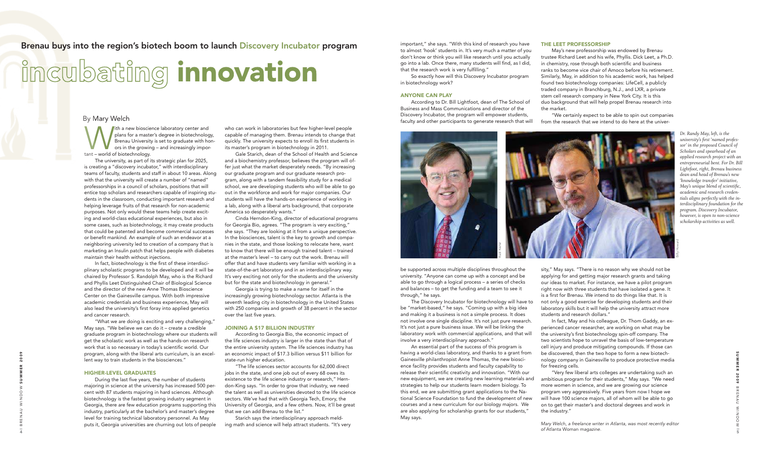Brenau buys into the region's biotech boom to launch **Discovery Incubator** program

# incubating innovation

By Mary Welch

With a new bioscience laboratory center and plans for a master's degree in biotechnology, Brenau University is set to graduate with honors in the growing – and increasingly important – world of biotechnology.

The university, as part of its strategic plan for 2025, is creating a "discovery incubator," with interdisciplinary teams of faculty, students and staff in about 10 areas. Along with that the university will create a number of "named" professorships in a council of scholars, positions that will entice top scholars and researchers capable of inspiring students in the classroom, conducting important research and helping leverage fruits of that research for non-academic purposes. Not only would these teams help create exciting and world-class educational experiences, but also in some cases, such as biotechnology, it may create products that could be patented and become commercial successes or benefit mankind. An example of such an endeavor at a neighboring university led to creation of a company that is marketing an Insulin patch that helps people with diabetes maintain their health without injections.

In fact, biotechnology is the first of these interdisciplinary scholastic programs to be developed and it will be chaired by Professor S. Randolph May, who is the Richard and Phyllis Leet Distinguished Chair of Biological Science and the director of the new Anne Thomas Bioscience Center on the Gainesville campus. With both impressive academic credentials and business experience, May will also lead the university's first foray into applied genetics and cancer research.

"What we are doing is exciting and very challenging," May says. "We believe we can do it – create a credible graduate program in biotechnology where our students will get the scholastic work as well as the hands-on research work that is so necessary in today's scientific world. Our program, along with the liberal arts curriculum, is an excellent way to train students in the biosciences."

## HIGHER-LEVEL GRADUATES

During the last five years, the number of students majoring in science at the university has increased 500 percent with 87 students majoring in hard sciences. Although biotechnology is the fastest growing industry segment in Georgia, there are few education programs supporting this industry, particularly at the bachelor's and master's degree level for training technical laboratory personnel. As May puts it, Georgia universities are churning out lots of people who can work in laboratories but few higher-level people capable of managing them. Brenau intends to change that quickly. The university expects to enroll its first students in its master's program in biotechnology in 2011.

Gale Starich, dean of the School of Health and Science and a biochemistry professor, believes the program will offer just what the market desperately needs. "By increasing our graduate program and our graduate research program, along with a tandem feasibility study for a medical school, we are developing students who will be able to go out in the workforce and work for major companies. Our students will have the hands-on experience of working in a lab, along with a liberal arts background, that corporate America so desperately wants."

Cinda Herndon-King, director of educational programs for Georgia Bio, agrees. "The program is very exciting," she says. "They are looking at it from a unique perspective. In the biosciences, talent is the key to growth and companies in the state, and those looking to relocate here, want to know that there will be enough trained talent – trained at the master's level – to carry out the work. Brenau will offer that and have students very familiar with working in a state-of-the-art laboratory and in an interdisciplinary way. It's very exciting not only for the students and the university but for the state and biotechnology in general."

Georgia is trying to make a name for itself in the increasingly growing biotechnology sector. Atlanta is the seventh leading city in biotechnology in the United States with 250 companies and growth of 38 percent in the sector over the last five years.

## JOINING A $17 BILLION INDUSTRY

According to Georgia Bio, the economic impact of the life sciences industry is larger in the state than that of the entire university system. The life sciences industry has an economic impact of $17.3 billion versus $11 billion for state-run higher education.

"The life sciences sector accounts for 62,000 direct jobs in the state, and one job out of every 68 owes its existence to the life science industry or research," Herndon-King says. "In order to grow that industry, we need the talent as well as universities devoted to the life science sectors. We've had that with Georgia Tech, Emory, the University of Georgia, and a few others. Now, it'll be great that we can add Brenau to the list."

Starich says the interdisciplinary approach melding math and science will help attract students. "It's very important," she says. "With this kind of research you have to almost 'hook' students in. It's very much a matter of you don't know or think you will like research until you actually go into a lab. Once there, many students will find, as I did, that the research work is very fulfilling."

So exactly how will this Discovery Incubator program in biotechnology work?

## ANYONE CAN PLAY

According to Dr. Bill Lightfoot, dean of The School of Business and Mass Communications and director of the Discovery Incubator, the program will empower students, faculty and other participants to generate research that will be supported across multiple disciplines throughout the university. "Anyone can come up with a concept and be able to go through a logical process – a series of checks and balances – to get the funding and a team to see it through," he says.

The Discovery Incubator for biotechnology will have to be "market-based," he says. "Coming up with a big idea and making it a business is not a simple process. It does not involve one single discipline. It's not just pure research. It's not just a pure business issue. We will be linking the laboratory work with commercial applications, and that will involve a very interdisciplinary approach."

An essential part of the success of this program is having a world-class laboratory, and thanks to a grant from Gainesville philanthropist Anne Thomas, the new bioscience facility provides students and faculty capability to release their scientific creativity and innovation. "With our new equipment, we are creating new learning materials and strategies to help our students learn modern biology. To this end, we are submitting grant applications to the National Science Foundation to fund the development of new courses and a new curriculum for our biology majors. We are also applying for scholarship grants for our students," May says.

## THE LEET PROFESSORSHIP

May's new professorship was endowed by Brenau trustee Richard Leet and his wife, Phyllis. Dick Leet, a Ph.D. in chemistry, rose through both scientific and business ranks to become vice chair of Amoco before his retirement. Similarly, May, in addition to his academic work, has helped found two biotechnology companies: LifeCell, a publicly traded company in Branchburg, N.J., and LXR, a private stem cell research company in New York City. It is this duo background that will help propel Brenau research into the market.

"We certainly expect to be able to spin out companies from the research that we intend to do here at the university," May says. "There is no reason why we should not be applying for and getting major research grants and taking our ideas to market. For instance, we have a pilot program right now with three students that have isolated a gene. It is a first for Brenau. We intend to do things like that. It is not only a good exercise for developing students and their laboratory skills but it will help the university attract more students and research dollars."

In fact, May and his colleague, Dr. Thom Gaddy, an experienced cancer researcher, are working on what may be the university's first biotechnology spin-off company. The two scientists hope to unravel the basis of low-temperature cell injury and produce mitigating compounds. If those can be discovered, then the two hope to form a new biotechnology company in Gainesville to produce protective media for freezing cells.

"Very few liberal arts colleges are undertaking such an ambitious program for their students," May says. "We need more women in science, and we are growing our science program very aggressively. Five years from now I hope we will have 100 science majors, all of whom will be able to go on to get their master's and doctoral degrees and work in the industry."

*Mary Welch, a freelance writer in Atlanta, was most recently editor of* Atlanta Woman *magazine.*

*Dr. Randy May, left, is the university's first 'named professor' in the proposed Council of Scholars and spearhead of an applied research project with an entrepreneurial bent. For Dr. Bill Lightfoot, right, Brenau business dean and head of Brenau's new 'knowledge transfer' initiative, May's unique blend of scientific, academic and research credentials aligns perfectly with the interdisciplinary foundation for the program. Discovery Incubator, however, is open to non-science scholarship activities as well.*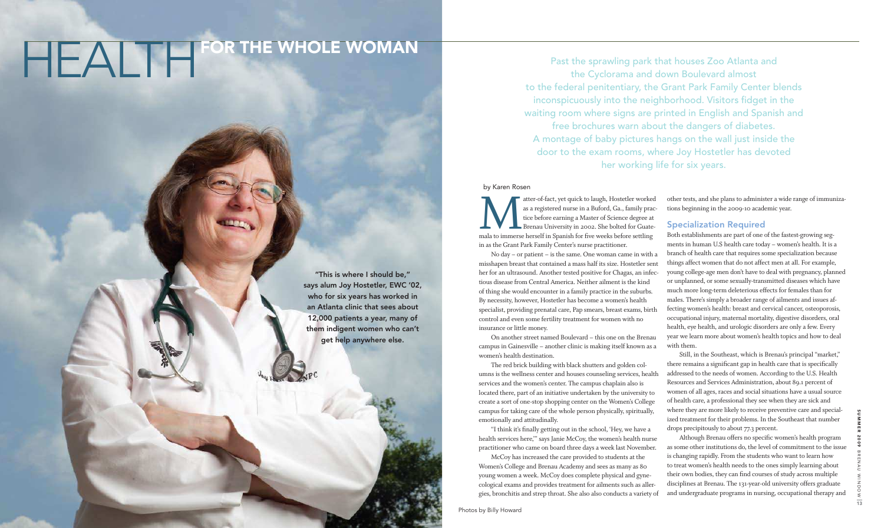# HEALTH FOR THE WHOLE WOMAN

"This is where I should be," says alum Joy Hostetler, EWC '02, who for six years has worked in an Atlanta clinic that sees about 12,000 patients a year, many of them indigent women who can't get help anywhere else.

Past the sprawling park that houses Zoo Atlanta and the Cyclorama and down Boulevard almost to the federal penitentiary, the Grant Park Family Center blends inconspicuously into the neighborhood. Visitors fidget in the waiting room where signs are printed in English and Spanish and free brochures warn about the dangers of diabetes. A montage of baby pictures hangs on the wall just inside the door to the exam rooms, where Joy Hostetler has devoted her working life for six years.

by Karen Rosen

Matter-of-fact, yet quick to laugh, Hostetler worked as a registered nurse in a Buford, Ga., family practice before earning a Master of Science degree at Brenau University in 2002. She bolted for Guatemala to immerse herself in Spanish for five weeks before settling in as the Grant Park Family Center's nurse practitioner.

No day – or patient – is the same. One woman came in with a misshapen breast that contained a mass half its size. Hostetler sent her for an ultrasound. Another tested positive for Chagas, an infectious disease from Central America. Neither ailment is the kind of thing she would encounter in a family practice in the suburbs. By necessity, however, Hostetler has become a women's health specialist, providing prenatal care, Pap smears, breast exams, birth control and even some fertility treatment for women with no insurance or little money.

On another street named Boulevard – this one on the Brenau campus in Gainesville – another clinic is making itself known as a women's health destination.

The red brick building with black shutters and golden columns is the wellness center and houses counseling services, health services and the women's center. The campus chaplain also is located there, part of an initiative undertaken by the university to create a sort of one-stop shopping center on the Women's College campus for taking care of the whole person physically, spiritually, emotionally and attitudinally.

"I think it's finally getting out in the school, 'Hey, we have a health services here,'" says Janie McCoy, the women's health nurse practitioner who came on board three days a week last November.

McCoy has increased the care provided to students at the Women's College and Brenau Academy and sees as many as 80 young women a week. McCoy does complete physical and gynecological exams and provides treatment for ailments such as allergies, bronchitis and strep throat. She also also conducts a variety of other tests, and she plans to administer a wide range of immunizations beginning in the 2009-10 academic year.

## Specialization Required

Both establishments are part of one of the fastest-growing segments in human U.S health care today – women's health. It is a branch of health care that requires some specialization because things affect women that do not affect men at all. For example, young college-age men don't have to deal with pregnancy, planned or unplanned, or some sexually-transmitted diseases which have much more long-term deleterious effects for females than for males. There's simply a broader range of ailments and issues affecting women's health: breast and cervical cancer, osteoporosis, occupational injury, maternal mortality, digestive disorders, oral health, eye health, and urologic disorders are only a few. Every year we learn more about women's health topics and how to deal with them.

Still, in the Southeast, which is Brenau's principal "market," there remains a significant gap in health care that is specifically addressed to the needs of women. According to the U.S. Health Resources and Services Administration, about 89.1 percent of women of all ages, races and social situations have a usual source of health care, a professional they see when they are sick and where they are more likely to receive preventive care and specialized treatment for their problems. In the Southeast that number drops precipitously to about 77.3 percent.

Although Brenau offers no specific women's health program as some other institutions do, the level of commitment to the issue is changing rapidly. From the students who want to learn how to treat women's health needs to the ones simply learning about their own bodies, they can find courses of study across multiple disciplines at Brenau. The 131-year-old university offers graduate and undergraduate programs in nursing, occupational therapy and

Photos by Billy Howard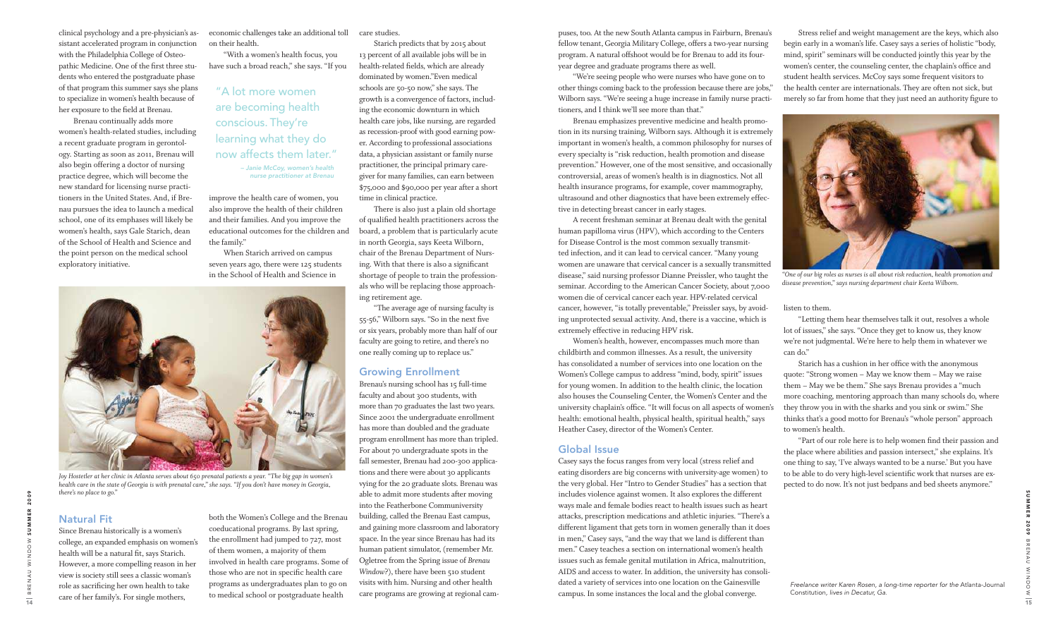clinical psychology and a pre-physician's assistant accelerated program in conjunction with the Philadelphia College of Osteopathic Medicine. One of the first three students who entered the postgraduate phase of that program this summer says she plans to specialize in women's health because of her exposure to the field at Brenau.

Brenau continually adds more women's health-related studies, including a recent graduate program in gerontology. Starting as soon as 2011, Brenau will also begin offering a doctor of nursing practice degree, which will become the new standard for licensing nurse practitioners in the United States. And, if Brenau pursues the idea to launch a medical school, one of its emphases will likely be women's health, says Gale Starich, dean of the School of Health and Science and the point person on the medical school exploratory initiative.

*Joy Hostetler at her clinic in Atlanta serves about 650 prenatal patients a year. "The big gap in women's health care in the state of Georgia is with prenatal care," she says. "If you don't have money in Georgia, there's no place to go."*

## Natural Fit

Since Brenau historically is a women's college, an expanded emphasis on women's health will be a natural fit, says Starich. However, a more compelling reason in her view is society still sees a classic woman's role as sacrificing her own health to take care of her family's. For single mothers, economic challenges take an additional toll on their health.

"With a women's health focus, you have such a broad reach," she says. "If you improve the health care of women, you also improve the health of their children and their families. And you improve the educational outcomes for the children and the family."

> "A lot more women are becoming health conscious. They're learning what they do now affects them later."
>
> – Janie McCoy, women's health nurse practitioner at Brenau

When Starich arrived on campus seven years ago, there were 125 students in the School of Health and Science in both the Women's College and the Brenau coeducational programs. By last spring, the enrollment had jumped to 727, most of them women, a majority of them involved in health care programs. Some of those who are not in specific health care programs as undergraduates plan to go on to medical school or postgraduate health care studies.

Starich predicts that by 2015 about 13 percent of all available jobs will be in health-related fields, which are already dominated by women."Even medical schools are 50-50 now," she says. The growth is a convergence of factors, including the economic downturn in which health care jobs, like nursing, are regarded as recession-proof with good earning power. According to professional associations data, a physician assistant or family nurse practitioner, the principal primary caregiver for many families, can earn between $75,000 and $90,000 per year after a short time in clinical practice.

There is also just a plain old shortage of qualified health practitioners across the board, a problem that is particularly acute in north Georgia, says Keeta Wilborn, chair of the Brenau Department of Nursing. With that there is also a significant shortage of people to train the professionals who will be replacing those approaching retirement age.

"The average age of nursing faculty is 55-56," Wilborn says. "So in the next five or six years, probably more than half of our faculty are going to retire, and there's no one really coming up to replace us."

## Growing Enrollment

Brenau's nursing school has 15 full-time faculty and about 300 students, with more than 70 graduates the last two years. Since 2001 the undergraduate enrollment has more than doubled and the graduate program enrollment has more than tripled. For about 70 undergraduate spots in the fall semester, Brenau had 200-300 applications and there were about 30 applicants vying for the 20 graduate slots. Brenau was able to admit more students after moving into the Featherbone Communiversity building, called the Brenau East campus, and gaining more classroom and laboratory space. In the year since Brenau has had its human patient simulator, (remember Mr. Ogletree from the Spring issue of *Brenau Window*?), there have been 510 student visits with him. Nursing and other health care programs are growing at regional campuses, too. At the new South Atlanta campus in Fairburn, Brenau's fellow tenant, Georgia Military College, offers a two-year nursing program. A natural offshoot would be for Brenau to add its four-year degree and graduate programs there as well.

"We're seeing people who were nurses who have gone on to other things coming back to the profession because there are jobs," Wilborn says. "We're seeing a huge increase in family nurse practitioners, and I think we'll see more than that."

Brenau emphasizes preventive medicine and health promotion in its nursing training, Wilborn says. Although it is extremely important in women's health, a common philosophy for nurses of every specialty is "risk reduction, health promotion and disease prevention." However, one of the most sensitive, and occasionally controversial, areas of women's health is in diagnostics. Not all health insurance programs, for example, cover mammography, ultrasound and other diagnostics that have been extremely effective in detecting breast cancer in early stages.

A recent freshman seminar at Brenau dealt with the genital human papilloma virus (HPV), which according to the Centers for Disease Control is the most common sexually transmitted infection, and it can lead to cervical cancer. "Many young women are unaware that cervical cancer is a sexually transmitted disease," said nursing professor Dianne Preissler, who taught the seminar. According to the American Cancer Society, about 7,000 women die of cervical cancer each year. HPV-related cervical cancer, however, "is totally preventable," Preissler says, by avoiding unprotected sexual activity. And, there is a vaccine, which is extremely effective in reducing HPV risk.

Women's health, however, encompasses much more than childbirth and common illnesses. As a result, the university has consolidated a number of services into one location on the Women's College campus to address "mind, body, spirit" issues for young women. In addition to the health clinic, the location also houses the Counseling Center, the Women's Center and the university chaplain's office. "It will focus on all aspects of women's health: emotional health, physical health, spiritual health," says Heather Casey, director of the Women's Center.

## Global Issue

Casey says the focus ranges from very local (stress relief and eating disorders are big concerns with university-age women) to the very global. Her "Intro to Gender Studies" has a section that includes violence against women. It also explores the different ways male and female bodies react to health issues such as heart attacks, prescription medications and athletic injuries. "There's a different ligament that gets torn in women generally than it does in men," Casey says, "and the way that we land is different than men." Casey teaches a section on international women's health issues such as female genital mutilation in Africa, malnutrition, AIDS and access to water. In addition, the university has consolidated a variety of services into one location on the Gainesville campus. In some instances the local and the global converge.

Stress relief and weight management are the keys, which also begin early in a woman's life. Casey says a series of holistic "body, mind, spirit" seminars will be conducted jointly this year by the women's center, the counseling center, the chaplain's office and student health services. McCoy says some frequent visitors to the health center are internationals. They are often not sick, but merely so far from home that they just need an authority figure to listen to them.

*"One of our big roles as nurses is all about risk reduction, health promotion and disease prevention," says nursing department chair Keeta Wilborn.*

"Letting them hear themselves talk it out, resolves a whole lot of issues," she says. "Once they get to know us, they know we're not judgmental. We're here to help them in whatever we can do."

Starich has a cushion in her office with the anonymous quote: "Strong women – May we know them – May we raise them – May we be them." She says Brenau provides a "much more coaching, mentoring approach than many schools do, where they throw you in with the sharks and you sink or swim." She thinks that's a good motto for Brenau's "whole person" approach to women's health.

"Part of our role here is to help women find their passion and the place where abilities and passion intersect," she explains. It's one thing to say, 'I've always wanted to be a nurse.' But you have to be able to do very high-level scientific work that nurses are expected to do now. It's not just bedpans and bed sheets anymore."

*Freelance writer Karen Rosen, a long-time reporter for the* Atlanta-Journal Constitution, *lives in Decatur, Ga.*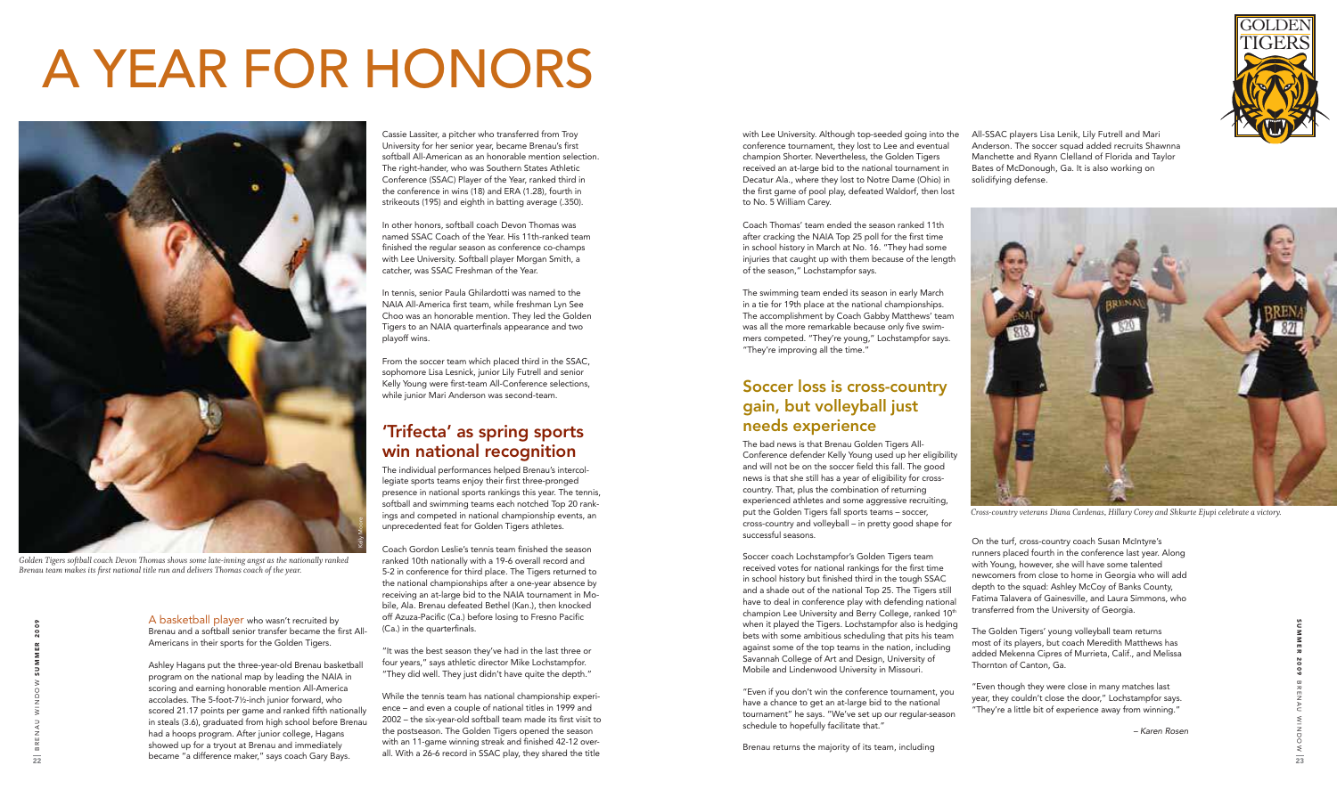# A YEAR FOR HONORS

*Golden Tigers softball coach Devon Thomas shows some late-inning angst as the nationally ranked Brenau team makes its first national title run and delivers Thomas coach of the year.*

A basketball player who wasn't recruited by Brenau and a softball senior transfer became the first All-Americans in their sports for the Golden Tigers.

Ashley Hagans put the three-year-old Brenau basketball program on the national map by leading the NAIA in scoring and earning honorable mention All-America accolades. The 5-foot-7½-inch junior forward, who scored 21.17 points per game and ranked fifth nationally in steals (3.6), graduated from high school before Brenau had a hoops program. After junior college, Hagans showed up for a tryout at Brenau and immediately became "a difference maker," says coach Gary Bays.

Cassie Lassiter, a pitcher who transferred from Troy University for her senior year, became Brenau's first softball All-American as an honorable mention selection. The right-hander, who was Southern States Athletic Conference (SSAC) Player of the Year, ranked third in the conference in wins (18) and ERA (1.28), fourth in strikeouts (195) and eighth in batting average (.350).

In other honors, softball coach Devon Thomas was named SSAC Coach of the Year. His 11th-ranked team finished the regular season as conference co-champs with Lee University. Softball player Morgan Smith, a catcher, was SSAC Freshman of the Year.

In tennis, senior Paula Ghilardotti was named to the NAIA All-America first team, while freshman Lyn See Choo was an honorable mention. They led the Golden Tigers to an NAIA quarterfinals appearance and two playoff wins.

From the soccer team which placed third in the SSAC, sophomore Lisa Lesnick, junior Lily Futrell and senior Kelly Young were first-team All-Conference selections, while junior Mari Anderson was second-team.

## 'Trifecta' as spring sports win national recognition

The individual performances helped Brenau's intercollegiate sports teams enjoy their first three-pronged presence in national sports rankings this year. The tennis, softball and swimming teams each notched Top 20 rankings and competed in national championship events, an unprecedented feat for Golden Tigers athletes.

Coach Gordon Leslie's tennis team finished the season ranked 10th nationally with a 19-6 overall record and 5-2 in conference for third place. The Tigers returned to the national championships after a one-year absence by receiving an at-large bid to the NAIA tournament in Mobile, Ala. Brenau defeated Bethel (Kan.), then knocked off Azuza-Pacific (Ca.) before losing to Fresno Pacific (Ca.) in the quarterfinals.

"It was the best season they've had in the last three or four years," says athletic director Mike Lochstampfor. "They did well. They just didn't have quite the depth."

While the tennis team has national championship experience – and even a couple of national titles in 1999 and 2002 – the six-year-old softball team made its first visit to the postseason. The Golden Tigers opened the season with an 11-game winning streak and finished 42-12 overall. With a 26-6 record in SSAC play, they shared the title with Lee University. Although top-seeded going into the conference tournament, they lost to Lee and eventual champion Shorter. Nevertheless, the Golden Tigers received an at-large bid to the national tournament in Decatur Ala., where they lost to Notre Dame (Ohio) in the first game of pool play, defeated Waldorf, then lost to No. 5 William Carey.

Coach Thomas' team ended the season ranked 11th after cracking the NAIA Top 25 poll for the first time in school history in March at No. 16. "They had some injuries that caught up with them because of the length of the season," Lochstampfor says.

The swimming team ended its season in early March in a tie for 19th place at the national championships. The accomplishment by Coach Gabby Matthews' team was all the more remarkable because only five swimmers competed. "They're young," Lochstampfor says. "They're improving all the time."

## Soccer loss is cross-country gain, but volleyball just needs experience

The bad news is that Brenau Golden Tigers All-Conference defender Kelly Young used up her eligibility and will not be on the soccer field this fall. The good news is that she still has a year of eligibility for cross-country. That, plus the combination of returning experienced athletes and some aggressive recruiting, put the Golden Tigers fall sports teams – soccer, cross-country and volleyball – in pretty good shape for successful seasons.

Soccer coach Lochstampfor's Golden Tigers team received votes for national rankings for the first time in school history but finished third in the tough SSAC and a shade out of the national Top 25. The Tigers still have to deal in conference play with defending national champion Lee University and Berry College, ranked 10th when it played the Tigers. Lochstampfor also is hedging bets with some ambitious scheduling that pits his team against some of the top teams in the nation, including Savannah College of Art and Design, University of Mobile and Lindenwood University in Missouri.

"Even if you don't win the conference tournament, you have a chance to get an at-large bid to the national tournament" he says. "We've set up our regular-season schedule to hopefully facilitate that."

Brenau returns the majority of its team, including All-SSAC players Lisa Lenik, Lily Futrell and Mari Anderson. The soccer squad added recruits Shawnna Manchette and Ryann Clelland of Florida and Taylor Bates of McDonough, Ga. It is also working on solidifying defense.

*Cross-country veterans Diana Cardenas, Hillary Corey and Shkurte Ejupi celebrate a victory.*

On the turf, cross-country coach Susan McIntyre's runners placed fourth in the conference last year. Along with Young, however, she will have some talented newcomers from close to home in Georgia who will add depth to the squad: Ashley McCoy of Banks County, Fatima Talavera of Gainesville, and Laura Simmons, who transferred from the University of Georgia.

The Golden Tigers' young volleyball team returns most of its players, but coach Meredith Matthews has added Mekenna Cipres of Murrieta, Calif., and Melissa Thornton of Canton, Ga.

"Even though they were close in many matches last year, they couldn't close the door," Lochstampfor says. "They're a little bit of experience away from winning."

*– Karen Rosen*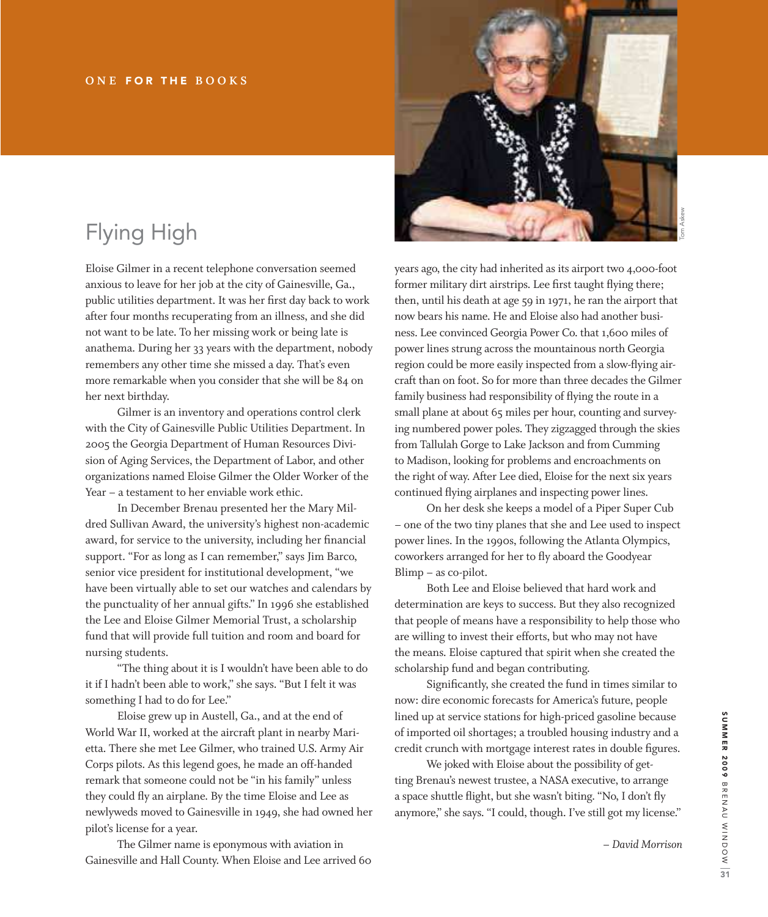ONE FOR THE BOOKS

# Flying High

Eloise Gilmer in a recent telephone conversation seemed anxious to leave for her job at the city of Gainesville, Ga., public utilities department. It was her first day back to work after four months recuperating from an illness, and she did not want to be late. To her missing work or being late is anathema. During her 33 years with the department, nobody remembers any other time she missed a day. That's even more remarkable when you consider that she will be 84 on her next birthday.

Gilmer is an inventory and operations control clerk with the City of Gainesville Public Utilities Department. In 2005 the Georgia Department of Human Resources Division of Aging Services, the Department of Labor, and other organizations named Eloise Gilmer the Older Worker of the Year – a testament to her enviable work ethic.

In December Brenau presented her the Mary Mildred Sullivan Award, the university's highest non-academic award, for service to the university, including her financial support. "For as long as I can remember," says Jim Barco, senior vice president for institutional development, "we have been virtually able to set our watches and calendars by the punctuality of her annual gifts." In 1996 she established the Lee and Eloise Gilmer Memorial Trust, a scholarship fund that will provide full tuition and room and board for nursing students.

"The thing about it is I wouldn't have been able to do it if I hadn't been able to work," she says. "But I felt it was something I had to do for Lee."

Eloise grew up in Austell, Ga., and at the end of World War II, worked at the aircraft plant in nearby Marietta. There she met Lee Gilmer, who trained U.S. Army Air Corps pilots. As this legend goes, he made an off-handed remark that someone could not be "in his family" unless they could fly an airplane. By the time Eloise and Lee as newlyweds moved to Gainesville in 1949, she had owned her pilot's license for a year.

The Gilmer name is eponymous with aviation in Gainesville and Hall County. When Eloise and Lee arrived 60 years ago, the city had inherited as its airport two 4,000-foot former military dirt airstrips. Lee first taught flying there; then, until his death at age 59 in 1971, he ran the airport that now bears his name. He and Eloise also had another business. Lee convinced Georgia Power Co. that 1,600 miles of power lines strung across the mountainous north Georgia region could be more easily inspected from a slow-flying aircraft than on foot. So for more than three decades the Gilmer family business had responsibility of flying the route in a small plane at about 65 miles per hour, counting and surveying numbered power poles. They zigzagged through the skies from Tallulah Gorge to Lake Jackson and from Cumming to Madison, looking for problems and encroachments on the right of way. After Lee died, Eloise for the next six years continued flying airplanes and inspecting power lines.

On her desk she keeps a model of a Piper Super Cub – one of the two tiny planes that she and Lee used to inspect power lines. In the 1990s, following the Atlanta Olympics, coworkers arranged for her to fly aboard the Goodyear Blimp – as co-pilot.

Both Lee and Eloise believed that hard work and determination are keys to success. But they also recognized that people of means have a responsibility to help those who are willing to invest their efforts, but who may not have the means. Eloise captured that spirit when she created the scholarship fund and began contributing.

Significantly, she created the fund in times similar to now: dire economic forecasts for America's future, people lined up at service stations for high-priced gasoline because of imported oil shortages; a troubled housing industry and a credit crunch with mortgage interest rates in double figures.

We joked with Eloise about the possibility of getting Brenau's newest trustee, a NASA executive, to arrange a space shuttle flight, but she wasn't biting. "No, I don't fly anymore," she says. "I could, though. I've still got my license."

*– David Morrison*